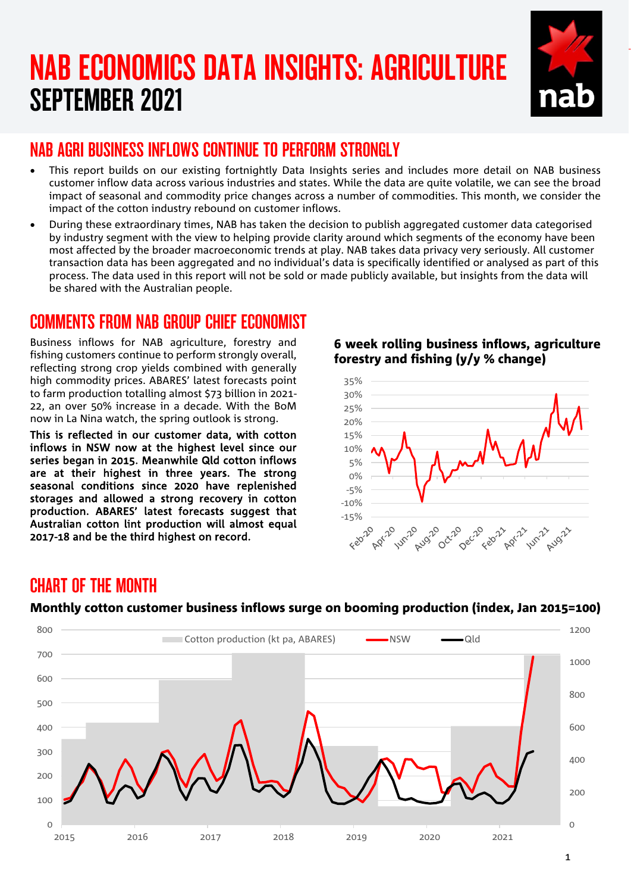# NAB ECONOMICS DATA INSIGHTS: AGRICULTURE
# SEPTEMBER 2021

## NAB AGRI BUSINESS INFLOWS CONTINUE TO PERFORM STRONGLY

- This report builds on our existing fortnightly Data Insights series and includes more detail on NAB business customer inflow data across various industries and states. While the data are quite volatile, we can see the broad impact of seasonal and commodity price changes across a number of commodities. This month, we consider the impact of the cotton industry rebound on customer inflows.
- During these extraordinary times, NAB has taken the decision to publish aggregated customer data categorised by industry segment with the view to helping provide clarity around which segments of the economy have been most affected by the broader macroeconomic trends at play. NAB takes data privacy very seriously. All customer transaction data has been aggregated and no individual's data is specifically identified or analysed as part of this process. The data used in this report will not be sold or made publicly available, but insights from the data will be shared with the Australian people.

## COMMENTS FROM NAB GROUP CHIEF ECONOMIST

Business inflows for NAB agriculture, forestry and fishing customers continue to perform strongly overall, reflecting strong crop yields combined with generally high commodity prices. ABARES' latest forecasts point to farm production totalling almost $73 billion in 2021-22, an over 50% increase in a decade. With the BoM now in La Nina watch, the spring outlook is strong.

**This is reflected in our customer data, with cotton inflows in NSW now at the highest level since our series began in 2015. Meanwhile Qld cotton inflows are at their highest in three years. The strong seasonal conditions since 2020 have replenished storages and allowed a strong recovery in cotton production. ABARES' latest forecasts suggest that Australian cotton lint production will almost equal 2017-18 and be the third highest on record.**

**6 week rolling business inflows, agriculture forestry and fishing (y/y % change)**

## CHART OF THE MONTH

**Monthly cotton customer business inflows surge on booming production (index, Jan 2015=100)**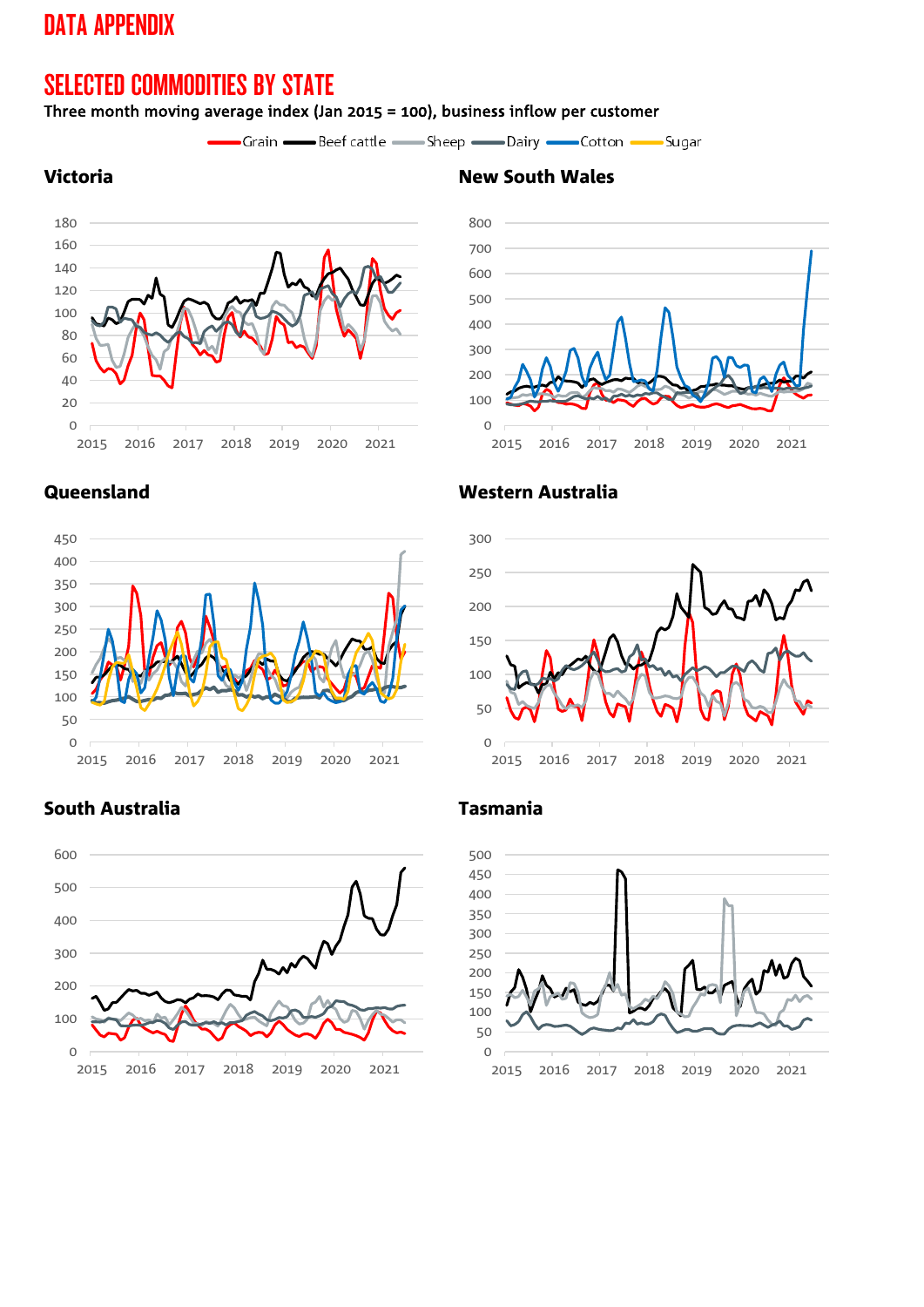# DATA APPENDIX

## SELECTED COMMODITIES BY STATE

Three month moving average index (Jan 2015 = 100), business inflow per customer

Grain, Beef cattle, Sheep, Dairy, Cotton, Sugar

### Victoria

### New South Wales

### Queensland

### Western Australia

### South Australia

### Tasmania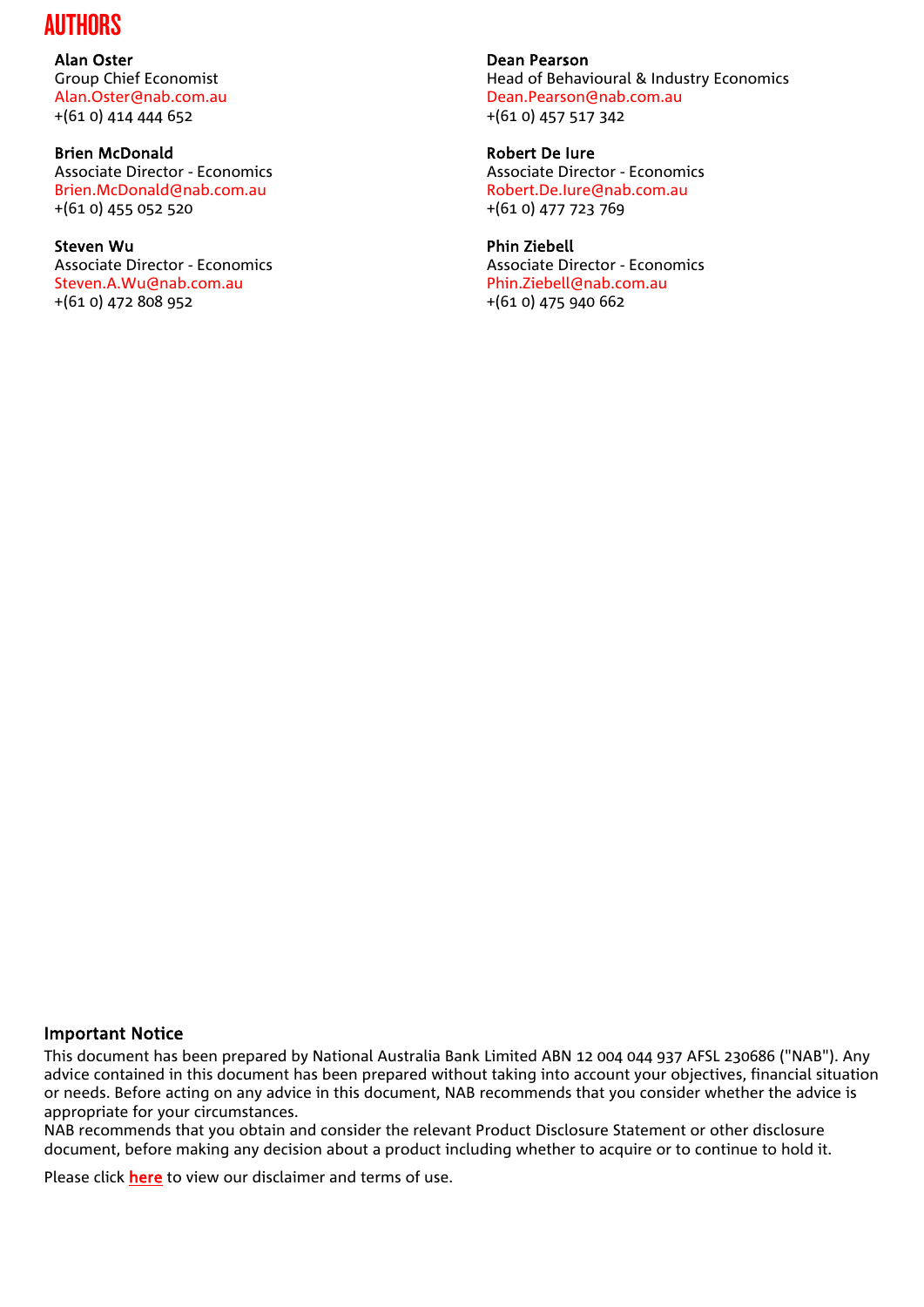# AUTHORS

**Alan Oster**
Group Chief Economist
Alan.Oster@nab.com.au
+(61 0) 414 444 652

**Brien McDonald**
Associate Director - Economics
Brien.McDonald@nab.com.au
+(61 0) 455 052 520

**Steven Wu**
Associate Director - Economics
Steven.A.Wu@nab.com.au
+(61 0) 472 808 952

**Dean Pearson**
Head of Behavioural & Industry Economics
Dean.Pearson@nab.com.au
+(61 0) 457 517 342

**Robert De Iure**
Associate Director - Economics
Robert.De.Iure@nab.com.au
+(61 0) 477 723 769

**Phin Ziebell**
Associate Director - Economics
Phin.Ziebell@nab.com.au
+(61 0) 475 940 662

## Important Notice

This document has been prepared by National Australia Bank Limited ABN 12 004 044 937 AFSL 230686 ("NAB"). Any advice contained in this document has been prepared without taking into account your objectives, financial situation or needs. Before acting on any advice in this document, NAB recommends that you consider whether the advice is appropriate for your circumstances.
NAB recommends that you obtain and consider the relevant Product Disclosure Statement or other disclosure document, before making any decision about a product including whether to acquire or to continue to hold it.

Please click **here** to view our disclaimer and terms of use.